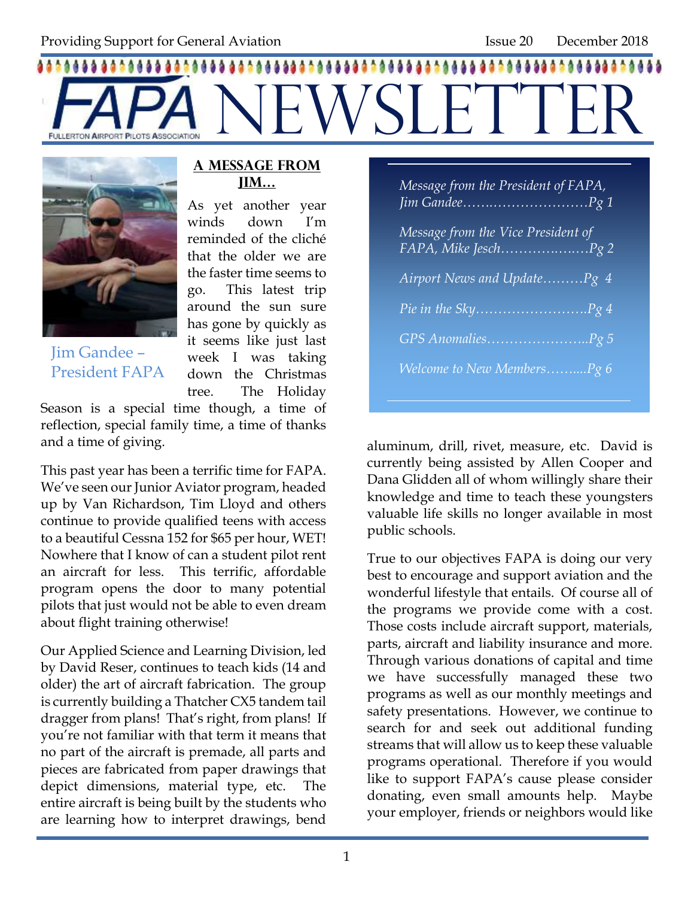Providing Support for General Aviation Issue 20 December 2018

# FAPA NEWSLETTER

FULLERTON AIRPORT PILOTS ASSOCIATION

*Message from the President of FAPA, Jim Gandee……………………………Pg 1*

*Message from the Vice President of FAPA, Mike Jesch………………….…Pg 2*

*Airport News and Update………Pg 4*

*Pie in the Sky……………………..Pg 4*

*GPS Anomalies…………………..Pg 5*

*Welcome to New Members……...Pg 6*

Jim Gandee – President FAPA

## A MESSAGE FROM JIM…

As yet another year winds down I'm reminded of the cliché that the older we are the faster time seems to go. This latest trip around the sun sure has gone by quickly as it seems like just last week I was taking down the Christmas tree. The Holiday Season is a special time though, a time of reflection, special family time, a time of thanks and a time of giving.

This past year has been a terrific time for FAPA. We've seen our Junior Aviator program, headed up by Van Richardson, Tim Lloyd and others continue to provide qualified teens with access to a beautiful Cessna 152 for $65 per hour, WET! Nowhere that I know of can a student pilot rent an aircraft for less. This terrific, affordable program opens the door to many potential pilots that just would not be able to even dream about flight training otherwise!

Our Applied Science and Learning Division, led by David Reser, continues to teach kids (14 and older) the art of aircraft fabrication. The group is currently building a Thatcher CX5 tandem tail dragger from plans! That's right, from plans! If you're not familiar with that term it means that no part of the aircraft is premade, all parts and pieces are fabricated from paper drawings that depict dimensions, material type, etc. The entire aircraft is being built by the students who are learning how to interpret drawings, bend aluminum, drill, rivet, measure, etc. David is currently being assisted by Allen Cooper and Dana Glidden all of whom willingly share their knowledge and time to teach these youngsters valuable life skills no longer available in most public schools.

True to our objectives FAPA is doing our very best to encourage and support aviation and the wonderful lifestyle that entails. Of course all of the programs we provide come with a cost. Those costs include aircraft support, materials, parts, aircraft and liability insurance and more. Through various donations of capital and time we have successfully managed these two programs as well as our monthly meetings and safety presentations. However, we continue to search for and seek out additional funding streams that will allow us to keep these valuable programs operational. Therefore if you would like to support FAPA's cause please consider donating, even small amounts help. Maybe your employer, friends or neighbors would like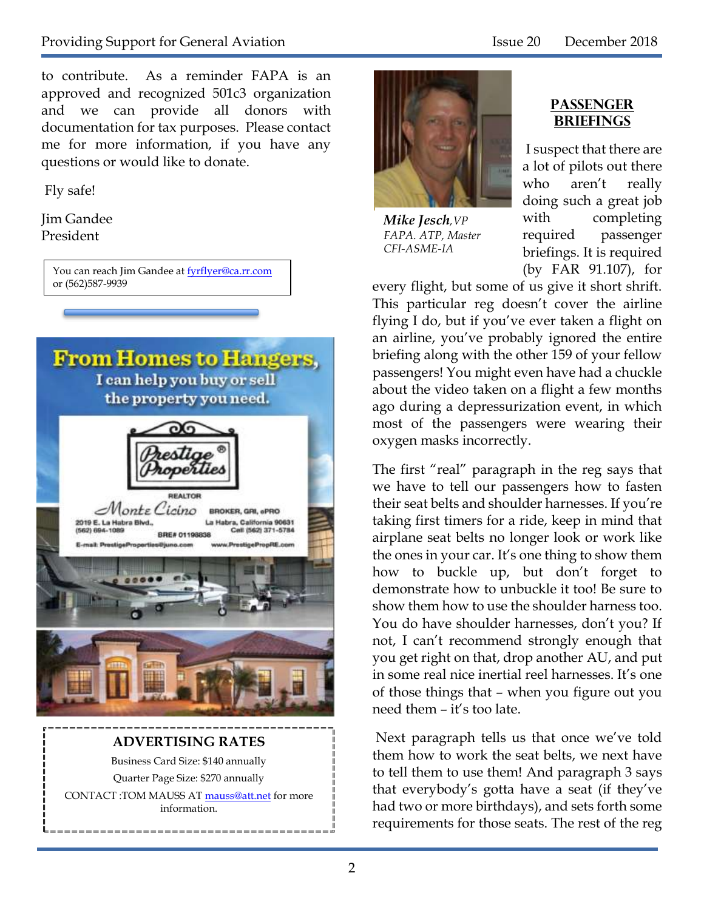to contribute. As a reminder FAPA is an approved and recognized 501c3 organization and we can provide all donors with documentation for tax purposes. Please contact me for more information, if you have any questions or would like to donate.

Fly safe!

Jim Gandee
President

You can reach Jim Gandee at fyrflyer@ca.rr.com or (562)587-9939

**From Homes to Hangers,**
I can help you buy or sell the property you need.

Prestige Properties®

REALTOR
Monte Cicino BROKER, GRI, ePRO
2019 E. La Habra Blvd., La Habra, California 90631
(562) 694-1089 Cell (562) 371-5784
BRE# 01198838
E-mail: PrestigeProperties@juno.com www.PrestigePropRE.com

**ADVERTISING RATES**

Business Card Size: $140 annually

Quarter Page Size: $270 annually

CONTACT :TOM MAUSS AT mauss@att.net for more information.

***Mike Jesch****, VP*
*FAPA. ATP, Master CFI-ASME-IA*

## PASSENGER BRIEFINGS

I suspect that there are a lot of pilots out there who aren't really doing such a great job with completing required passenger briefings. It is required (by FAR 91.107), for every flight, but some of us give it short shrift. This particular reg doesn't cover the airline flying I do, but if you've ever taken a flight on an airline, you've probably ignored the entire briefing along with the other 159 of your fellow passengers! You might even have had a chuckle about the video taken on a flight a few months ago during a depressurization event, in which most of the passengers were wearing their oxygen masks incorrectly.

The first "real" paragraph in the reg says that we have to tell our passengers how to fasten their seat belts and shoulder harnesses. If you're taking first timers for a ride, keep in mind that airplane seat belts no longer look or work like the ones in your car. It's one thing to show them how to buckle up, but don't forget to demonstrate how to unbuckle it too! Be sure to show them how to use the shoulder harness too. You do have shoulder harnesses, don't you? If not, I can't recommend strongly enough that you get right on that, drop another AU, and put in some real nice inertial reel harnesses. It's one of those things that – when you figure out you need them – it's too late.

Next paragraph tells us that once we've told them how to work the seat belts, we next have to tell them to use them! And paragraph 3 says that everybody's gotta have a seat (if they've had two or more birthdays), and sets forth some requirements for those seats. The rest of the reg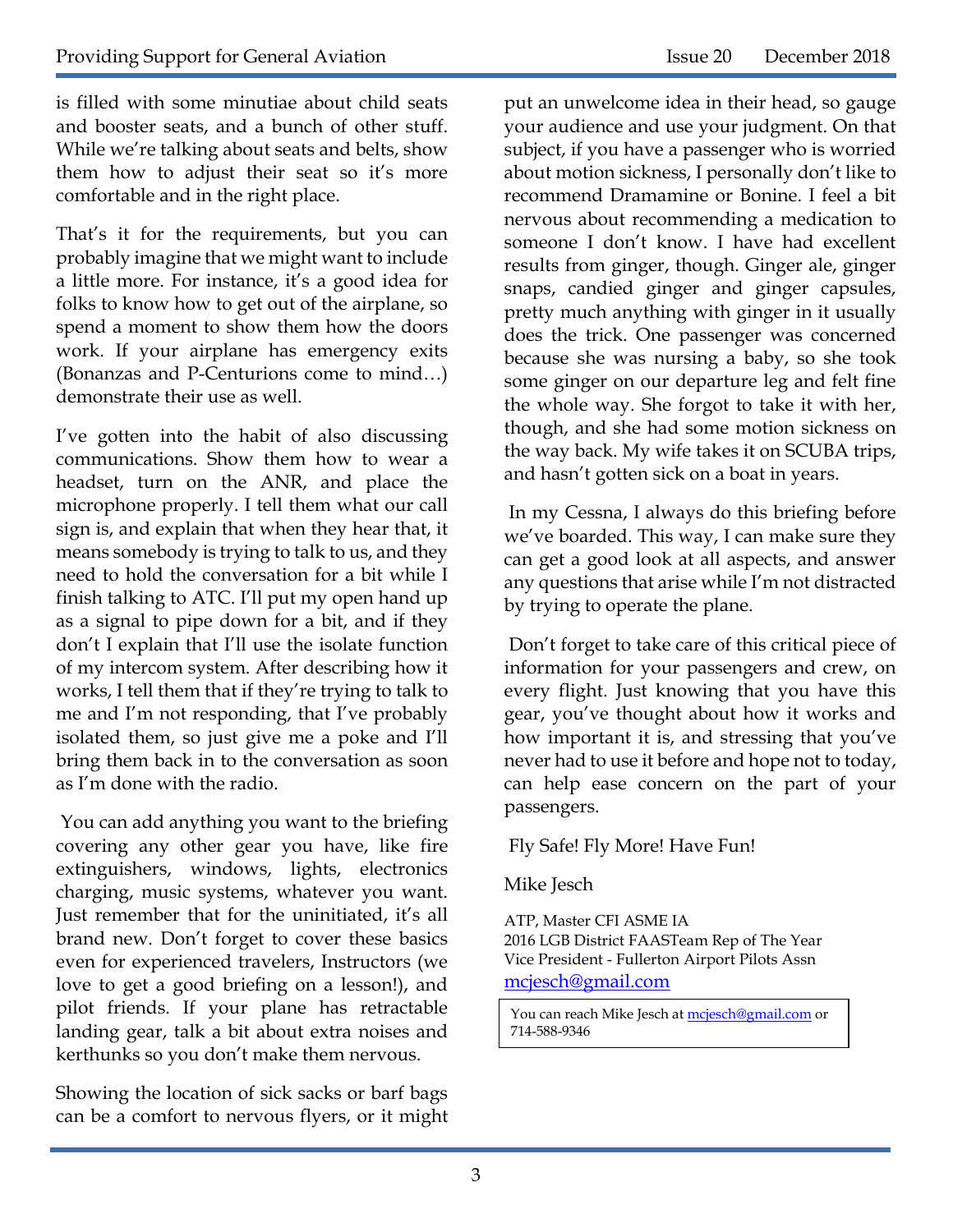is filled with some minutiae about child seats and booster seats, and a bunch of other stuff. While we're talking about seats and belts, show them how to adjust their seat so it's more comfortable and in the right place.

That's it for the requirements, but you can probably imagine that we might want to include a little more. For instance, it's a good idea for folks to know how to get out of the airplane, so spend a moment to show them how the doors work. If your airplane has emergency exits (Bonanzas and P-Centurions come to mind…) demonstrate their use as well.

I've gotten into the habit of also discussing communications. Show them how to wear a headset, turn on the ANR, and place the microphone properly. I tell them what our call sign is, and explain that when they hear that, it means somebody is trying to talk to us, and they need to hold the conversation for a bit while I finish talking to ATC. I'll put my open hand up as a signal to pipe down for a bit, and if they don't I explain that I'll use the isolate function of my intercom system. After describing how it works, I tell them that if they're trying to talk to me and I'm not responding, that I've probably isolated them, so just give me a poke and I'll bring them back in to the conversation as soon as I'm done with the radio.

You can add anything you want to the briefing covering any other gear you have, like fire extinguishers, windows, lights, electronics charging, music systems, whatever you want. Just remember that for the uninitiated, it's all brand new. Don't forget to cover these basics even for experienced travelers, Instructors (we love to get a good briefing on a lesson!), and pilot friends. If your plane has retractable landing gear, talk a bit about extra noises and kerthunks so you don't make them nervous.

Showing the location of sick sacks or barf bags can be a comfort to nervous flyers, or it might put an unwelcome idea in their head, so gauge your audience and use your judgment. On that subject, if you have a passenger who is worried about motion sickness, I personally don't like to recommend Dramamine or Bonine. I feel a bit nervous about recommending a medication to someone I don't know. I have had excellent results from ginger, though. Ginger ale, ginger snaps, candied ginger and ginger capsules, pretty much anything with ginger in it usually does the trick. One passenger was concerned because she was nursing a baby, so she took some ginger on our departure leg and felt fine the whole way. She forgot to take it with her, though, and she had some motion sickness on the way back. My wife takes it on SCUBA trips, and hasn't gotten sick on a boat in years.

In my Cessna, I always do this briefing before we've boarded. This way, I can make sure they can get a good look at all aspects, and answer any questions that arise while I'm not distracted by trying to operate the plane.

Don't forget to take care of this critical piece of information for your passengers and crew, on every flight. Just knowing that you have this gear, you've thought about how it works and how important it is, and stressing that you've never had to use it before and hope not to today, can help ease concern on the part of your passengers.

Fly Safe! Fly More! Have Fun!

Mike Jesch

ATP, Master CFI ASME IA
2016 LGB District FAASTeam Rep of The Year
Vice President - Fullerton Airport Pilots Assn
mcjesch@gmail.com

You can reach Mike Jesch at mcjesch@gmail.com or 714-588-9346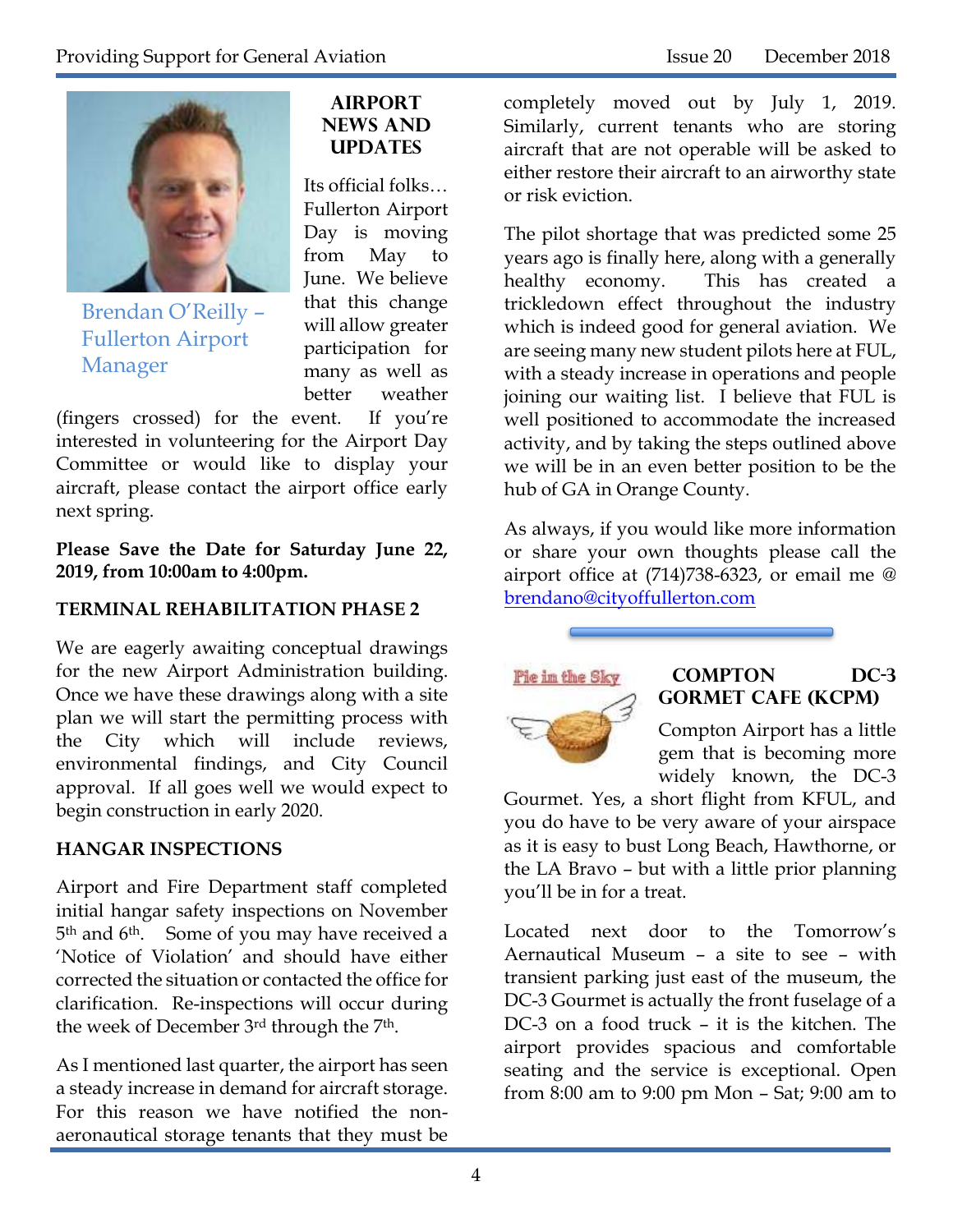Brendan O'Reilly – Fullerton Airport Manager

## AIRPORT NEWS AND UPDATES

Its official folks… Fullerton Airport Day is moving from May to June. We believe that this change will allow greater participation for many as well as better weather (fingers crossed) for the event. If you're interested in volunteering for the Airport Day Committee or would like to display your aircraft, please contact the airport office early next spring.

**Please Save the Date for Saturday June 22, 2019, from 10:00am to 4:00pm.**

### TERMINAL REHABILITATION PHASE 2

We are eagerly awaiting conceptual drawings for the new Airport Administration building. Once we have these drawings along with a site plan we will start the permitting process with the City which will include reviews, environmental findings, and City Council approval. If all goes well we would expect to begin construction in early 2020.

### HANGAR INSPECTIONS

Airport and Fire Department staff completed initial hangar safety inspections on November 5th and 6th. Some of you may have received a 'Notice of Violation' and should have either corrected the situation or contacted the office for clarification. Re-inspections will occur during the week of December 3rd through the 7th.

As I mentioned last quarter, the airport has seen a steady increase in demand for aircraft storage. For this reason we have notified the non-aeronautical storage tenants that they must be completely moved out by July 1, 2019. Similarly, current tenants who are storing aircraft that are not operable will be asked to either restore their aircraft to an airworthy state or risk eviction.

The pilot shortage that was predicted some 25 years ago is finally here, along with a generally healthy economy. This has created a trickledown effect throughout the industry which is indeed good for general aviation. We are seeing many new student pilots here at FUL, with a steady increase in operations and people joining our waiting list. I believe that FUL is well positioned to accommodate the increased activity, and by taking the steps outlined above we will be in an even better position to be the hub of GA in Orange County.

As always, if you would like more information or share your own thoughts please call the airport office at (714)738-6323, or email me @ brendano@cityoffullerton.com

---

Pie in the Sky

## COMPTON DC-3 GORMET CAFE (KCPM)

Compton Airport has a little gem that is becoming more widely known, the DC-3 Gourmet. Yes, a short flight from KFUL, and you do have to be very aware of your airspace as it is easy to bust Long Beach, Hawthorne, or the LA Bravo – but with a little prior planning you'll be in for a treat.

Located next door to the Tomorrow's Aernautical Museum – a site to see – with transient parking just east of the museum, the DC-3 Gourmet is actually the front fuselage of a DC-3 on a food truck – it is the kitchen. The airport provides spacious and comfortable seating and the service is exceptional. Open from 8:00 am to 9:00 pm Mon – Sat; 9:00 am to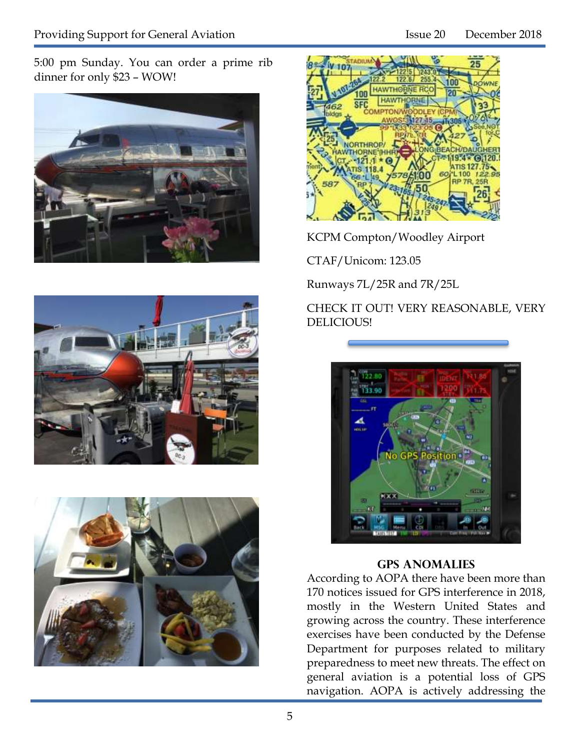5:00 pm Sunday. You can order a prime rib dinner for only $23 – WOW!

KCPM Compton/Woodley Airport

CTAF/Unicom: 123.05

Runways 7L/25R and 7R/25L

CHECK IT OUT! VERY REASONABLE, VERY DELICIOUS!

## GPS ANOMALIES

According to AOPA there have been more than 170 notices issued for GPS interference in 2018, mostly in the Western United States and growing across the country. These interference exercises have been conducted by the Defense Department for purposes related to military preparedness to meet new threats. The effect on general aviation is a potential loss of GPS navigation. AOPA is actively addressing the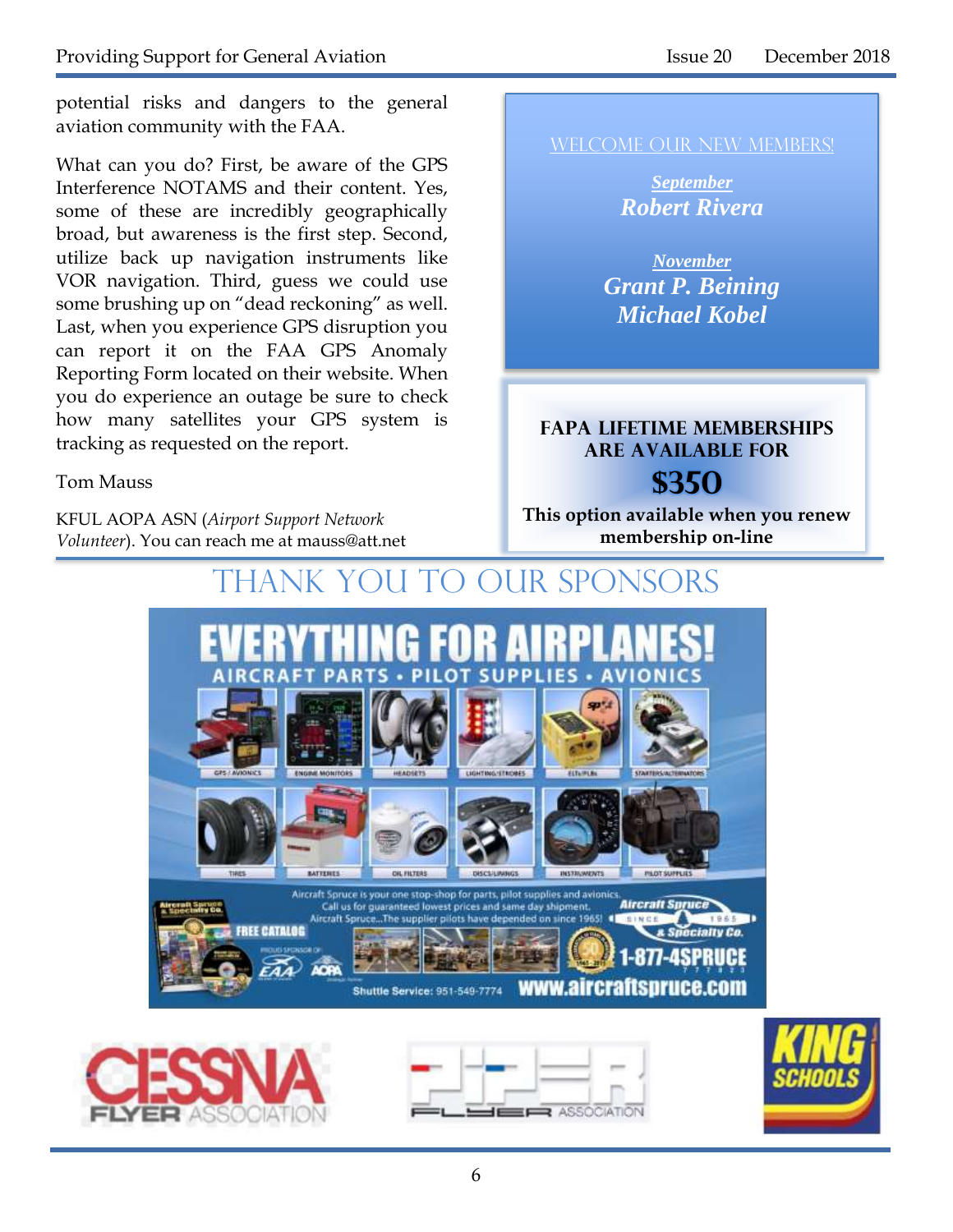potential risks and dangers to the general aviation community with the FAA.

What can you do? First, be aware of the GPS Interference NOTAMS and their content. Yes, some of these are incredibly geographically broad, but awareness is the first step. Second, utilize back up navigation instruments like VOR navigation. Third, guess we could use some brushing up on "dead reckoning" as well. Last, when you experience GPS disruption you can report it on the FAA GPS Anomaly Reporting Form located on their website. When you do experience an outage be sure to check how many satellites your GPS system is tracking as requested on the report.

Tom Mauss

KFUL AOPA ASN (*Airport Support Network Volunteer*). You can reach me at mauss@att.net

## WELCOME OUR NEW MEMBERS!

***September***
***Robert Rivera***

***November***
***Grant P. Beining***
***Michael Kobel***

**FAPA LIFETIME MEMBERSHIPS ARE AVAILABLE FOR**

**$350**

**This option available when you renew membership on-line**

# THANK YOU TO OUR SPONSORS

**EVERYTHING FOR AIRPLANES!**

AIRCRAFT PARTS • PILOT SUPPLIES • AVIONICS

GPS / AVIONICS · ENGINE MONITORS · HEADSETS · LIGHTING/STROBES · ELTs/PLBs · STARTERS/ALTERNATORS

TIRES · BATTERIES · OIL FILTERS · DISCS/LININGS · INSTRUMENTS · PILOT SUPPLIES

Aircraft Spruce is your one stop-shop for parts, pilot supplies and avionics. Call us for guaranteed lowest prices and same day shipment. Aircraft Spruce...The supplier pilots have depended on since 1965!

FREE CATALOG

Aircraft Spruce & Specialty Co. SINCE 1965

1-877-4SPRUCE

Shuttle Service: 951-549-7774

www.aircraftspruce.com

CESSNA FLYER ASSOCIATION

PIPER FLYER ASSOCIATION

KING SCHOOLS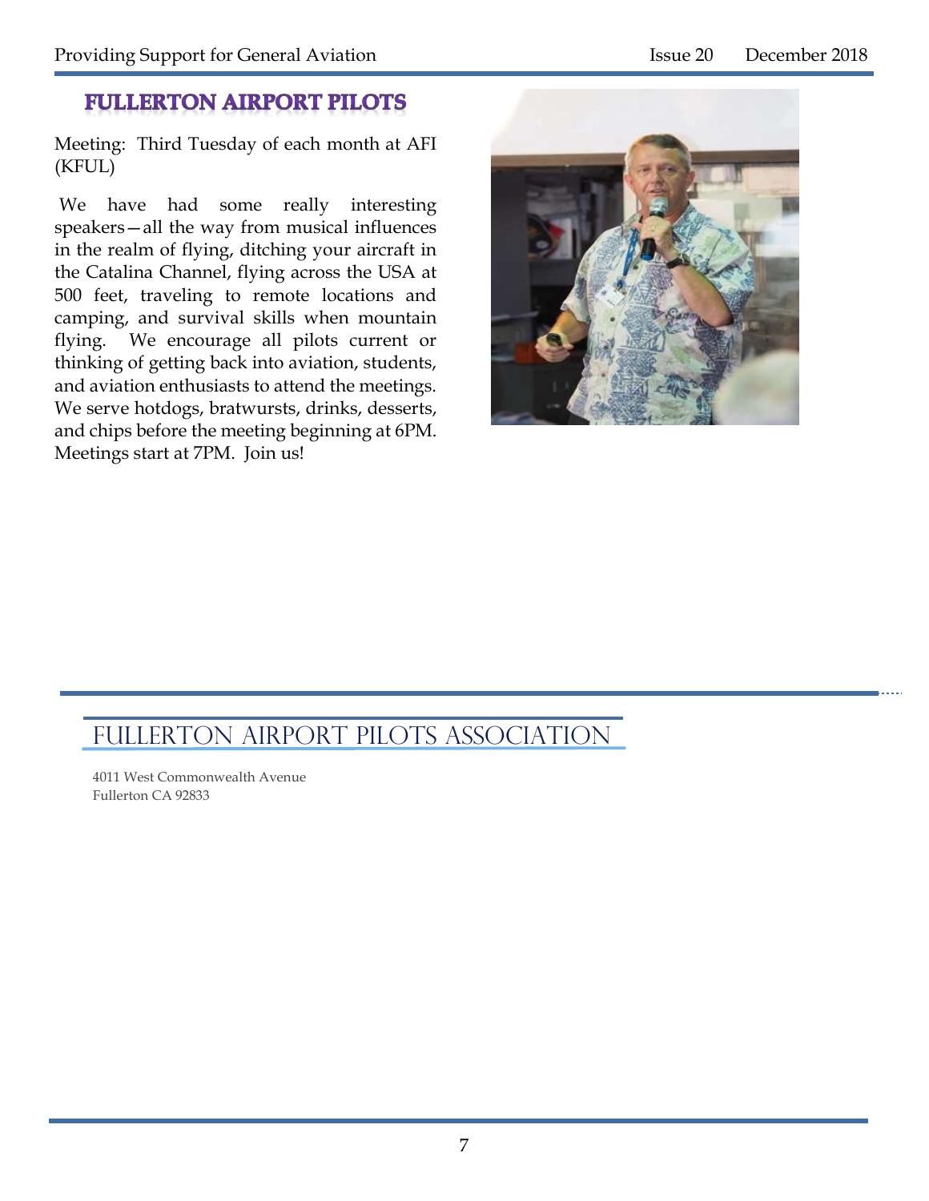## FULLERTON AIRPORT PILOTS

Meeting: Third Tuesday of each month at AFI (KFUL)

We have had some really interesting speakers—all the way from musical influences in the realm of flying, ditching your aircraft in the Catalina Channel, flying across the USA at 500 feet, traveling to remote locations and camping, and survival skills when mountain flying. We encourage all pilots current or thinking of getting back into aviation, students, and aviation enthusiasts to attend the meetings. We serve hotdogs, bratwursts, drinks, desserts, and chips before the meeting beginning at 6PM. Meetings start at 7PM. Join us!

## FULLERTON AIRPORT PILOTS ASSOCIATION

4011 West Commonwealth Avenue
Fullerton CA 92833